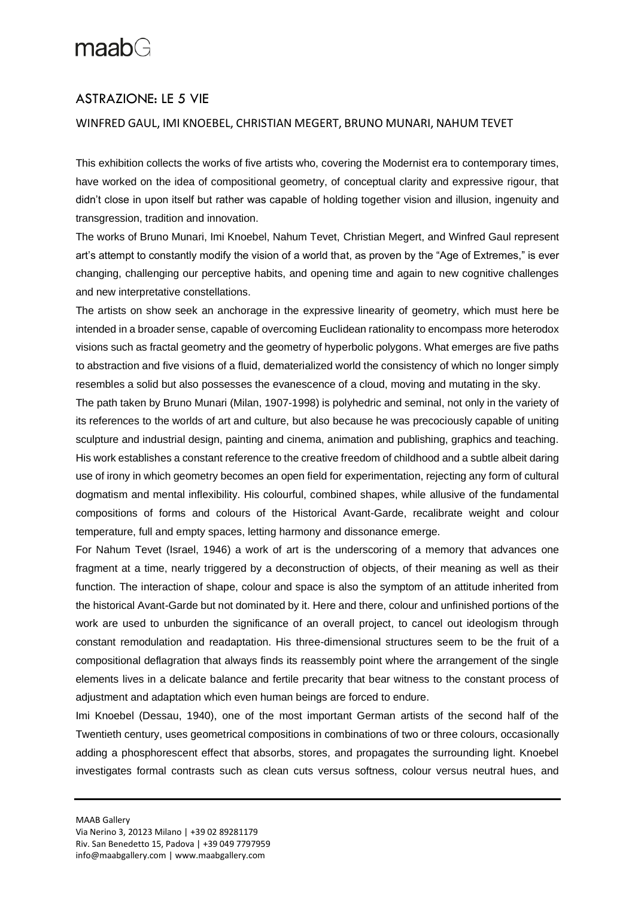## ASTRAZIONE: LE 5 VIE

### WINFRED GAUL, IMI KNOEBEL, CHRISTIAN MEGERT, BRUNO MUNARI, NAHUM TEVET

This exhibition collects the works of five artists who, covering the Modernist era to contemporary times, have worked on the idea of compositional geometry, of conceptual clarity and expressive rigour, that didn't close in upon itself but rather was capable of holding together vision and illusion, ingenuity and transgression, tradition and innovation.

The works of Bruno Munari, Imi Knoebel, Nahum Tevet, Christian Megert, and Winfred Gaul represent art's attempt to constantly modify the vision of a world that, as proven by the "Age of Extremes," is ever changing, challenging our perceptive habits, and opening time and again to new cognitive challenges and new interpretative constellations.

The artists on show seek an anchorage in the expressive linearity of geometry, which must here be intended in a broader sense, capable of overcoming Euclidean rationality to encompass more heterodox visions such as fractal geometry and the geometry of hyperbolic polygons. What emerges are five paths to abstraction and five visions of a fluid, dematerialized world the consistency of which no longer simply resembles a solid but also possesses the evanescence of a cloud, moving and mutating in the sky.

The path taken by Bruno Munari (Milan, 1907-1998) is polyhedric and seminal, not only in the variety of its references to the worlds of art and culture, but also because he was precociously capable of uniting sculpture and industrial design, painting and cinema, animation and publishing, graphics and teaching. His work establishes a constant reference to the creative freedom of childhood and a subtle albeit daring use of irony in which geometry becomes an open field for experimentation, rejecting any form of cultural dogmatism and mental inflexibility. His colourful, combined shapes, while allusive of the fundamental compositions of forms and colours of the Historical Avant-Garde, recalibrate weight and colour temperature, full and empty spaces, letting harmony and dissonance emerge.

For Nahum Tevet (Israel, 1946) a work of art is the underscoring of a memory that advances one fragment at a time, nearly triggered by a deconstruction of objects, of their meaning as well as their function. The interaction of shape, colour and space is also the symptom of an attitude inherited from the historical Avant-Garde but not dominated by it. Here and there, colour and unfinished portions of the work are used to unburden the significance of an overall project, to cancel out ideologism through constant remodulation and readaptation. His three-dimensional structures seem to be the fruit of a compositional deflagration that always finds its reassembly point where the arrangement of the single elements lives in a delicate balance and fertile precarity that bear witness to the constant process of adjustment and adaptation which even human beings are forced to endure.

Imi Knoebel (Dessau, 1940), one of the most important German artists of the second half of the Twentieth century, uses geometrical compositions in combinations of two or three colours, occasionally adding a phosphorescent effect that absorbs, stores, and propagates the surrounding light. Knoebel investigates formal contrasts such as clean cuts versus softness, colour versus neutral hues, and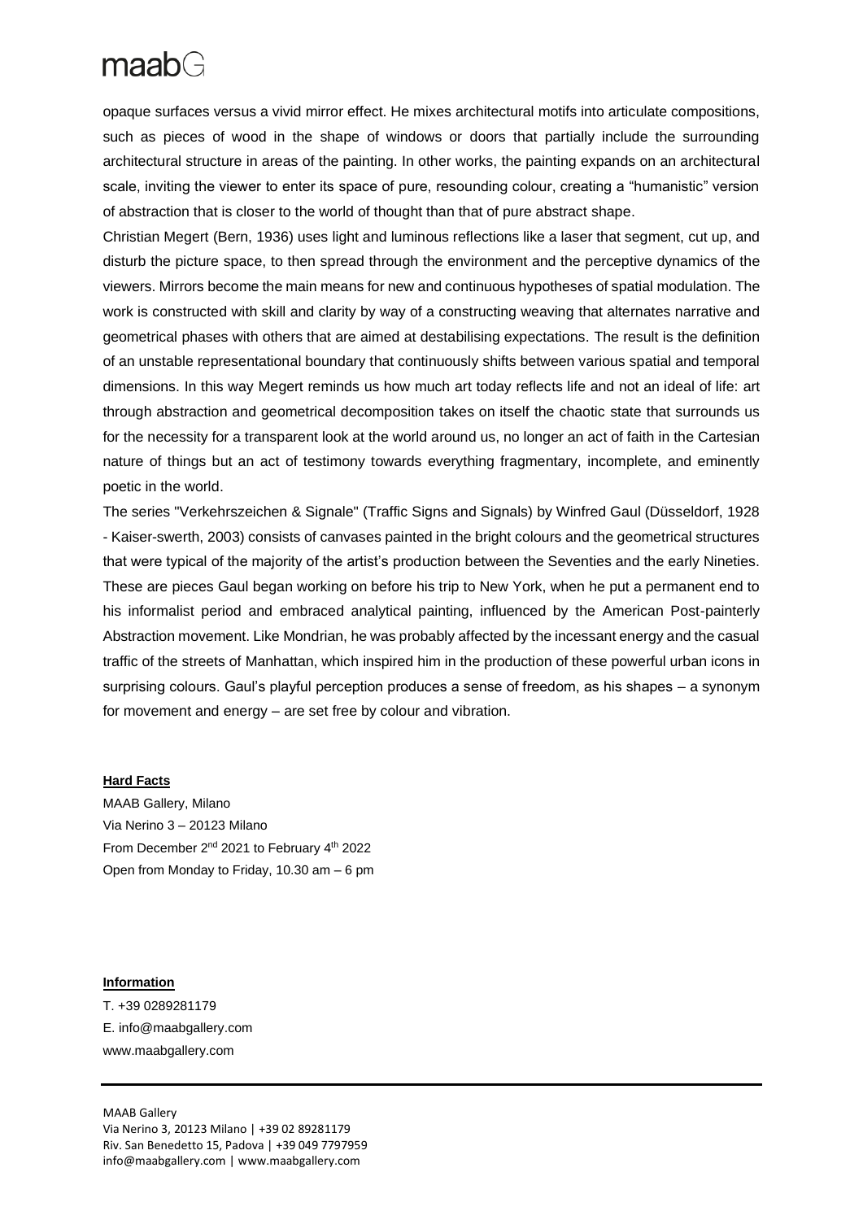opaque surfaces versus a vivid mirror effect. He mixes architectural motifs into articulate compositions, such as pieces of wood in the shape of windows or doors that partially include the surrounding architectural structure in areas of the painting. In other works, the painting expands on an architectural scale, inviting the viewer to enter its space of pure, resounding colour, creating a "humanistic" version of abstraction that is closer to the world of thought than that of pure abstract shape.

Christian Megert (Bern, 1936) uses light and luminous reflections like a laser that segment, cut up, and disturb the picture space, to then spread through the environment and the perceptive dynamics of the viewers. Mirrors become the main means for new and continuous hypotheses of spatial modulation. The work is constructed with skill and clarity by way of a constructing weaving that alternates narrative and geometrical phases with others that are aimed at destabilising expectations. The result is the definition of an unstable representational boundary that continuously shifts between various spatial and temporal dimensions. In this way Megert reminds us how much art today reflects life and not an ideal of life: art through abstraction and geometrical decomposition takes on itself the chaotic state that surrounds us for the necessity for a transparent look at the world around us, no longer an act of faith in the Cartesian nature of things but an act of testimony towards everything fragmentary, incomplete, and eminently poetic in the world.

The series "Verkehrszeichen & Signale" (Traffic Signs and Signals) by Winfred Gaul (Düsseldorf, 1928 - Kaiser-swerth, 2003) consists of canvases painted in the bright colours and the geometrical structures that were typical of the majority of the artist's production between the Seventies and the early Nineties. These are pieces Gaul began working on before his trip to New York, when he put a permanent end to his informalist period and embraced analytical painting, influenced by the American Post-painterly Abstraction movement. Like Mondrian, he was probably affected by the incessant energy and the casual traffic of the streets of Manhattan, which inspired him in the production of these powerful urban icons in surprising colours. Gaul's playful perception produces a sense of freedom, as his shapes – a synonym for movement and energy – are set free by colour and vibration.

**Hard Facts**

MAAB Gallery, Milano
Via Nerino 3 – 20123 Milano
From December 2nd 2021 to February 4th 2022
Open from Monday to Friday, 10.30 am – 6 pm

**Information**

T. +39 0289281179
E. info@maabgallery.com
www.maabgallery.com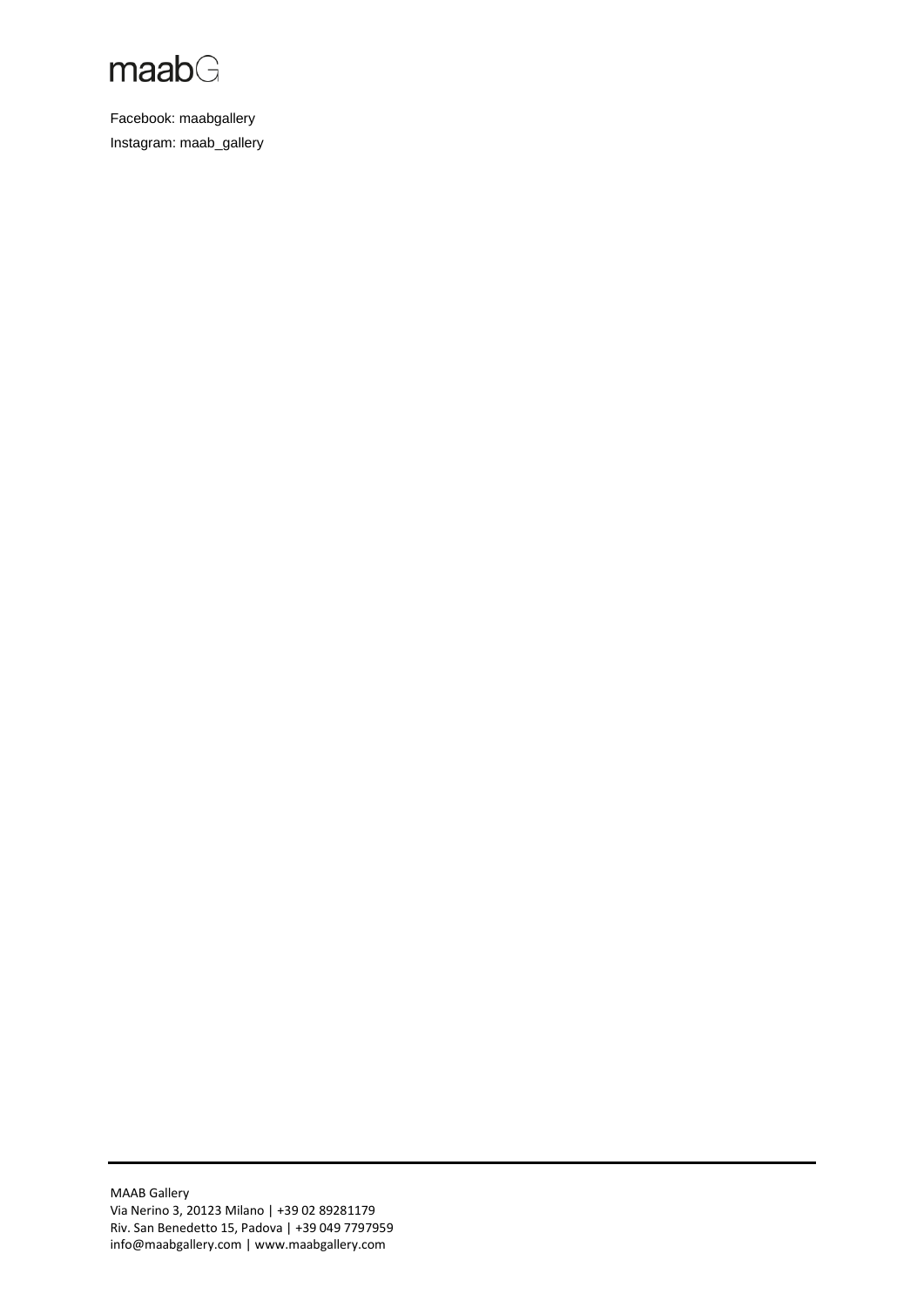Facebook: maabgallery

Instagram: maab_gallery